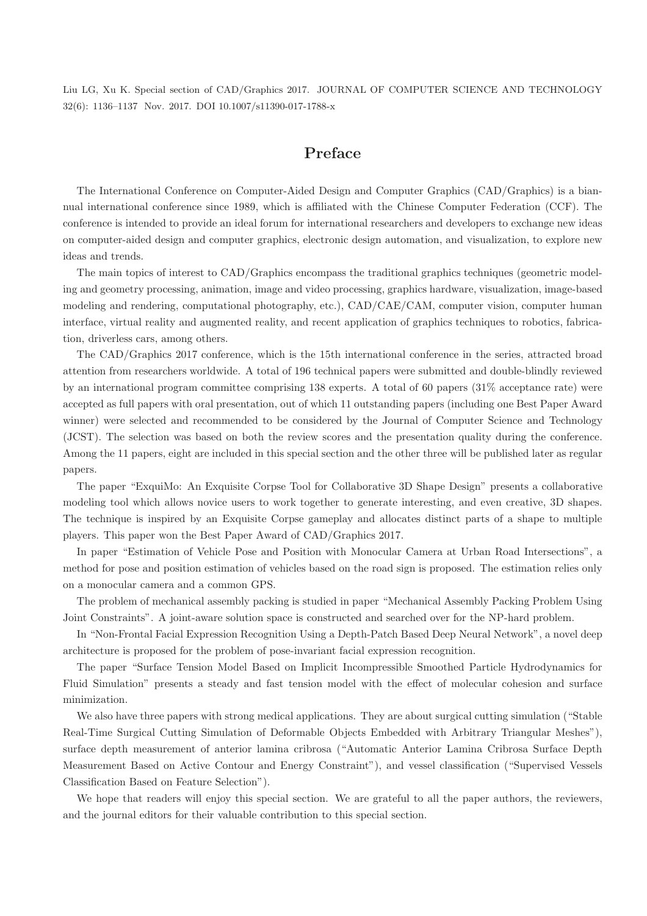Liu LG, Xu K. Special section of CAD/Graphics 2017. JOURNAL OF COMPUTER SCIENCE AND TECHNOLOGY 32(6): 1136–1137 Nov. 2017. DOI 10.1007/s11390-017-1788-x

# Preface

The International Conference on Computer-Aided Design and Computer Graphics (CAD/Graphics) is a biannual international conference since 1989, which is affiliated with the Chinese Computer Federation (CCF). The conference is intended to provide an ideal forum for international researchers and developers to exchange new ideas on computer-aided design and computer graphics, electronic design automation, and visualization, to explore new ideas and trends.

The main topics of interest to CAD/Graphics encompass the traditional graphics techniques (geometric modeling and geometry processing, animation, image and video processing, graphics hardware, visualization, image-based modeling and rendering, computational photography, etc.), CAD/CAE/CAM, computer vision, computer human interface, virtual reality and augmented reality, and recent application of graphics techniques to robotics, fabrication, driverless cars, among others.

The CAD/Graphics 2017 conference, which is the 15th international conference in the series, attracted broad attention from researchers worldwide. A total of 196 technical papers were submitted and double-blindly reviewed by an international program committee comprising 138 experts. A total of 60 papers (31% acceptance rate) were accepted as full papers with oral presentation, out of which 11 outstanding papers (including one Best Paper Award winner) were selected and recommended to be considered by the Journal of Computer Science and Technology (JCST). The selection was based on both the review scores and the presentation quality during the conference. Among the 11 papers, eight are included in this special section and the other three will be published later as regular papers.

The paper "ExquiMo: An Exquisite Corpse Tool for Collaborative 3D Shape Design" presents a collaborative modeling tool which allows novice users to work together to generate interesting, and even creative, 3D shapes. The technique is inspired by an Exquisite Corpse gameplay and allocates distinct parts of a shape to multiple players. This paper won the Best Paper Award of CAD/Graphics 2017.

In paper "Estimation of Vehicle Pose and Position with Monocular Camera at Urban Road Intersections", a method for pose and position estimation of vehicles based on the road sign is proposed. The estimation relies only on a monocular camera and a common GPS.

The problem of mechanical assembly packing is studied in paper "Mechanical Assembly Packing Problem Using Joint Constraints". A joint-aware solution space is constructed and searched over for the NP-hard problem.

In "Non-Frontal Facial Expression Recognition Using a Depth-Patch Based Deep Neural Network", a novel deep architecture is proposed for the problem of pose-invariant facial expression recognition.

The paper "Surface Tension Model Based on Implicit Incompressible Smoothed Particle Hydrodynamics for Fluid Simulation" presents a steady and fast tension model with the effect of molecular cohesion and surface minimization.

We also have three papers with strong medical applications. They are about surgical cutting simulation ("Stable Real-Time Surgical Cutting Simulation of Deformable Objects Embedded with Arbitrary Triangular Meshes"), surface depth measurement of anterior lamina cribrosa ("Automatic Anterior Lamina Cribrosa Surface Depth Measurement Based on Active Contour and Energy Constraint"), and vessel classification ("Supervised Vessels Classification Based on Feature Selection").

We hope that readers will enjoy this special section. We are grateful to all the paper authors, the reviewers, and the journal editors for their valuable contribution to this special section.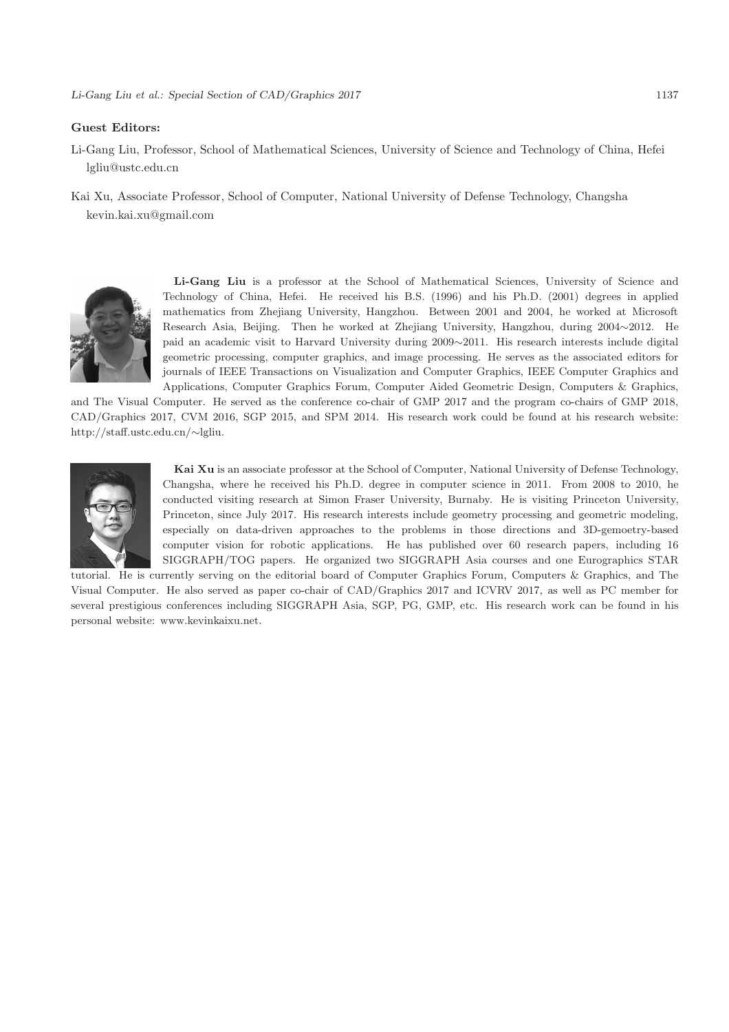**Guest Editors:**

Li-Gang Liu, Professor, School of Mathematical Sciences, University of Science and Technology of China, Hefei
lgliu@ustc.edu.cn

Kai Xu, Associate Professor, School of Computer, National University of Defense Technology, Changsha
kevin.kai.xu@gmail.com

**Li-Gang Liu** is a professor at the School of Mathematical Sciences, University of Science and Technology of China, Hefei. He received his B.S. (1996) and his Ph.D. (2001) degrees in applied mathematics from Zhejiang University, Hangzhou. Between 2001 and 2004, he worked at Microsoft Research Asia, Beijing. Then he worked at Zhejiang University, Hangzhou, during 2004∼2012. He paid an academic visit to Harvard University during 2009∼2011. His research interests include digital geometric processing, computer graphics, and image processing. He serves as the associated editors for journals of IEEE Transactions on Visualization and Computer Graphics, IEEE Computer Graphics and Applications, Computer Graphics Forum, Computer Aided Geometric Design, Computers & Graphics, and The Visual Computer. He served as the conference co-chair of GMP 2017 and the program co-chairs of GMP 2018, CAD/Graphics 2017, CVM 2016, SGP 2015, and SPM 2014. His research work could be found at his research website: http://staff.ustc.edu.cn/∼lgliu.

**Kai Xu** is an associate professor at the School of Computer, National University of Defense Technology, Changsha, where he received his Ph.D. degree in computer science in 2011. From 2008 to 2010, he conducted visiting research at Simon Fraser University, Burnaby. He is visiting Princeton University, Princeton, since July 2017. His research interests include geometry processing and geometric modeling, especially on data-driven approaches to the problems in those directions and 3D-gemoetry-based computer vision for robotic applications. He has published over 60 research papers, including 16 SIGGRAPH/TOG papers. He organized two SIGGRAPH Asia courses and one Eurographics STAR tutorial. He is currently serving on the editorial board of Computer Graphics Forum, Computers & Graphics, and The Visual Computer. He also served as paper co-chair of CAD/Graphics 2017 and ICVRV 2017, as well as PC member for several prestigious conferences including SIGGRAPH Asia, SGP, PG, GMP, etc. His research work can be found in his personal website: www.kevinkaixu.net.